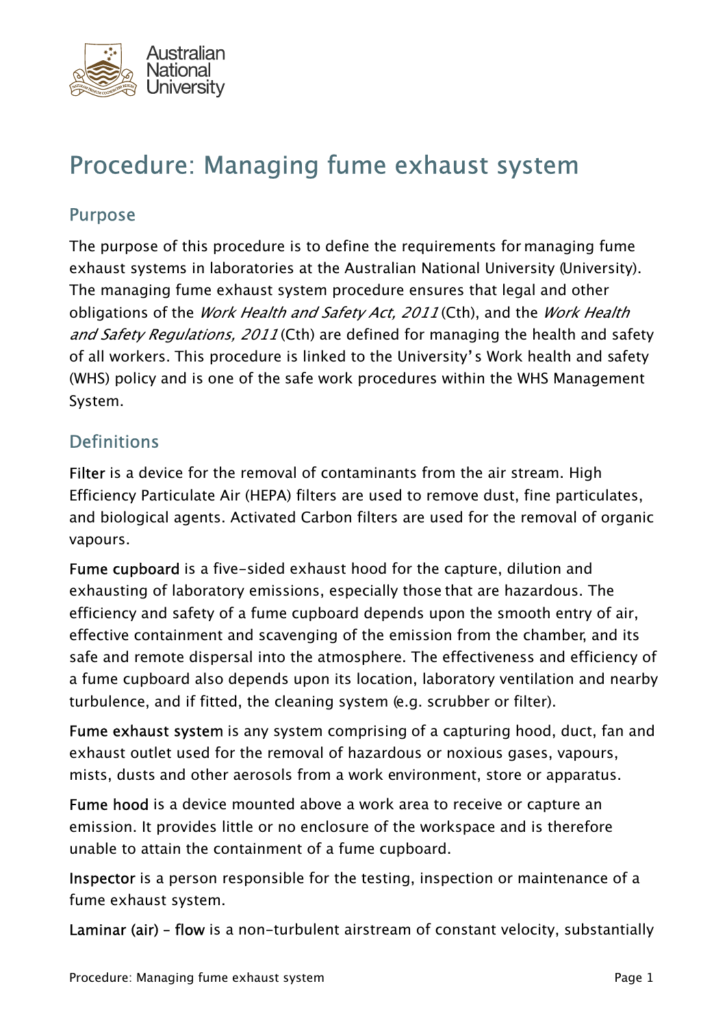# Procedure: Managing fume exhaust system

## Purpose

The purpose of this procedure is to define the requirements for managing fume exhaust systems in laboratories at the Australian National University (University). The managing fume exhaust system procedure ensures that legal and other obligations of the *Work Health and Safety Act, 2011* (Cth), and the *Work Health and Safety Regulations, 2011* (Cth) are defined for managing the health and safety of all workers. This procedure is linked to the University's Work health and safety (WHS) policy and is one of the safe work procedures within the WHS Management System.

## Definitions

**Filter** is a device for the removal of contaminants from the air stream. High Efficiency Particulate Air (HEPA) filters are used to remove dust, fine particulates, and biological agents. Activated Carbon filters are used for the removal of organic vapours.

**Fume cupboard** is a five-sided exhaust hood for the capture, dilution and exhausting of laboratory emissions, especially those that are hazardous. The efficiency and safety of a fume cupboard depends upon the smooth entry of air, effective containment and scavenging of the emission from the chamber, and its safe and remote dispersal into the atmosphere. The effectiveness and efficiency of a fume cupboard also depends upon its location, laboratory ventilation and nearby turbulence, and if fitted, the cleaning system (e.g. scrubber or filter).

**Fume exhaust system** is any system comprising of a capturing hood, duct, fan and exhaust outlet used for the removal of hazardous or noxious gases, vapours, mists, dusts and other aerosols from a work environment, store or apparatus.

**Fume hood** is a device mounted above a work area to receive or capture an emission. It provides little or no enclosure of the workspace and is therefore unable to attain the containment of a fume cupboard.

**Inspector** is a person responsible for the testing, inspection or maintenance of a fume exhaust system.

**Laminar (air) – flow** is a non-turbulent airstream of constant velocity, substantially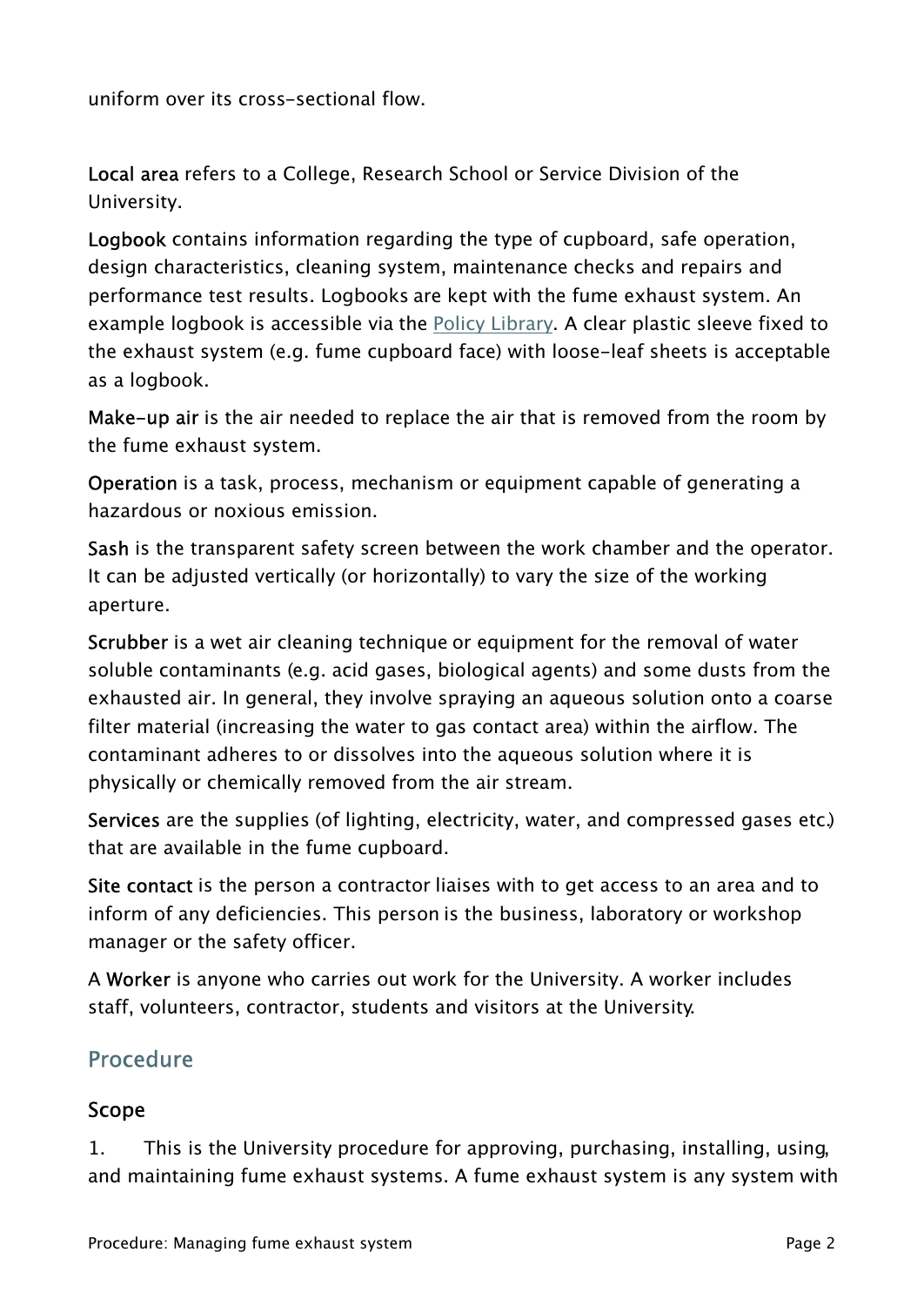uniform over its cross-sectional flow.

**Local area** refers to a College, Research School or Service Division of the University.

**Logbook** contains information regarding the type of cupboard, safe operation, design characteristics, cleaning system, maintenance checks and repairs and performance test results. Logbooks are kept with the fume exhaust system. An example logbook is accessible via the Policy Library. A clear plastic sleeve fixed to the exhaust system (e.g. fume cupboard face) with loose-leaf sheets is acceptable as a logbook.

**Make-up air** is the air needed to replace the air that is removed from the room by the fume exhaust system.

**Operation** is a task, process, mechanism or equipment capable of generating a hazardous or noxious emission.

**Sash** is the transparent safety screen between the work chamber and the operator. It can be adjusted vertically (or horizontally) to vary the size of the working aperture.

**Scrubber** is a wet air cleaning technique or equipment for the removal of water soluble contaminants (e.g. acid gases, biological agents) and some dusts from the exhausted air. In general, they involve spraying an aqueous solution onto a coarse filter material (increasing the water to gas contact area) within the airflow. The contaminant adheres to or dissolves into the aqueous solution where it is physically or chemically removed from the air stream.

**Services** are the supplies (of lighting, electricity, water, and compressed gases etc.) that are available in the fume cupboard.

**Site contact** is the person a contractor liaises with to get access to an area and to inform of any deficiencies. This person is the business, laboratory or workshop manager or the safety officer.

A **Worker** is anyone who carries out work for the University. A worker includes staff, volunteers, contractor, students and visitors at the University.

## Procedure

### Scope

1. This is the University procedure for approving, purchasing, installing, using, and maintaining fume exhaust systems. A fume exhaust system is any system with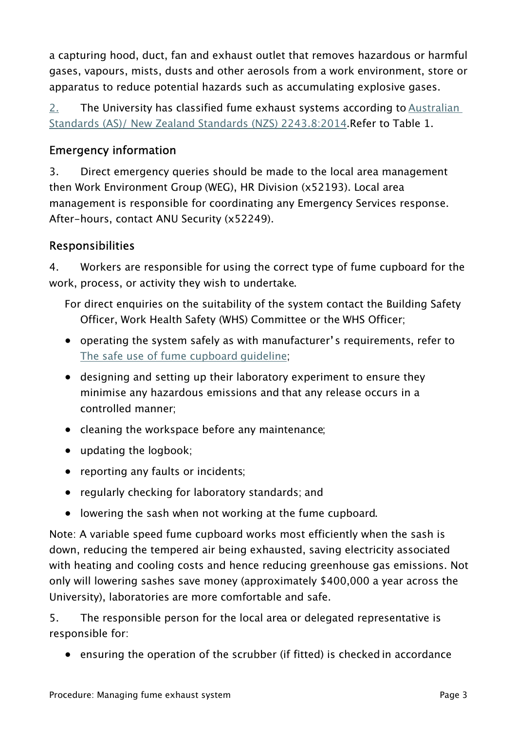a capturing hood, duct, fan and exhaust outlet that removes hazardous or harmful gases, vapours, mists, dusts and other aerosols from a work environment, store or apparatus to reduce potential hazards such as accumulating explosive gases.

2. The University has classified fume exhaust systems according to [Australian Standards (AS)/ New Zealand Standards (NZS) 2243.8:2014](). Refer to Table 1.

## Emergency information

3. Direct emergency queries should be made to the local area management then Work Environment Group (WEG), HR Division (x52193). Local area management is responsible for coordinating any Emergency Services response. After-hours, contact ANU Security (x52249).

## Responsibilities

4. Workers are responsible for using the correct type of fume cupboard for the work, process, or activity they wish to undertake.

For direct enquiries on the suitability of the system contact the Building Safety Officer, Work Health Safety (WHS) Committee or the WHS Officer;

- operating the system safely as with manufacturer's requirements, refer to [The safe use of fume cupboard guideline]();
- designing and setting up their laboratory experiment to ensure they minimise any hazardous emissions and that any release occurs in a controlled manner;
- cleaning the workspace before any maintenance;
- updating the logbook;
- reporting any faults or incidents;
- regularly checking for laboratory standards; and
- lowering the sash when not working at the fume cupboard.

Note: A variable speed fume cupboard works most efficiently when the sash is down, reducing the tempered air being exhausted, saving electricity associated with heating and cooling costs and hence reducing greenhouse gas emissions. Not only will lowering sashes save money (approximately $400,000 a year across the University), laboratories are more comfortable and safe.

5. The responsible person for the local area or delegated representative is responsible for:

- ensuring the operation of the scrubber (if fitted) is checked in accordance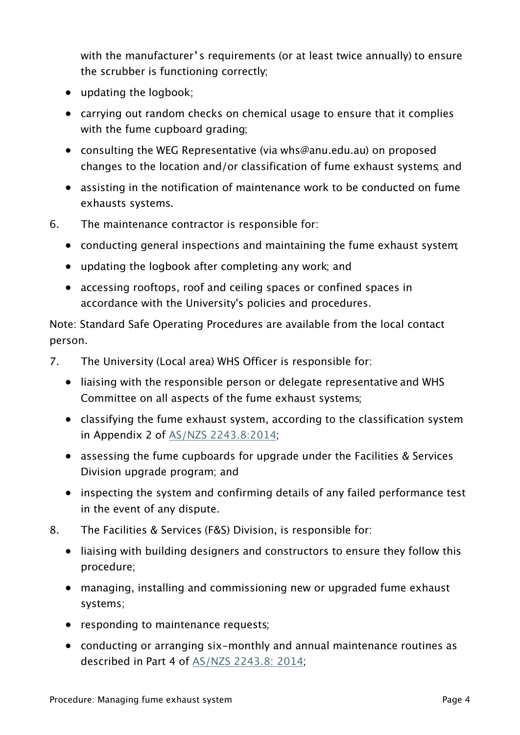with the manufacturer's requirements (or at least twice annually) to ensure the scrubber is functioning correctly;

- updating the logbook;
- carrying out random checks on chemical usage to ensure that it complies with the fume cupboard grading;
- consulting the WEG Representative (via whs@anu.edu.au) on proposed changes to the location and/or classification of fume exhaust systems; and
- assisting in the notification of maintenance work to be conducted on fume exhausts systems.

6. The maintenance contractor is responsible for:
   - conducting general inspections and maintaining the fume exhaust system;
   - updating the logbook after completing any work; and
   - accessing rooftops, roof and ceiling spaces or confined spaces in accordance with the University's policies and procedures.

Note: Standard Safe Operating Procedures are available from the local contact person.

7. The University (Local area) WHS Officer is responsible for:
   - liaising with the responsible person or delegate representative and WHS Committee on all aspects of the fume exhaust systems;
   - classifying the fume exhaust system, according to the classification system in Appendix 2 of AS/NZS 2243.8:2014;
   - assessing the fume cupboards for upgrade under the Facilities & Services Division upgrade program; and
   - inspecting the system and confirming details of any failed performance test in the event of any dispute.

8. The Facilities & Services (F&S) Division, is responsible for:
   - liaising with building designers and constructors to ensure they follow this procedure;
   - managing, installing and commissioning new or upgraded fume exhaust systems;
   - responding to maintenance requests;
   - conducting or arranging six-monthly and annual maintenance routines as described in Part 4 of AS/NZS 2243.8: 2014;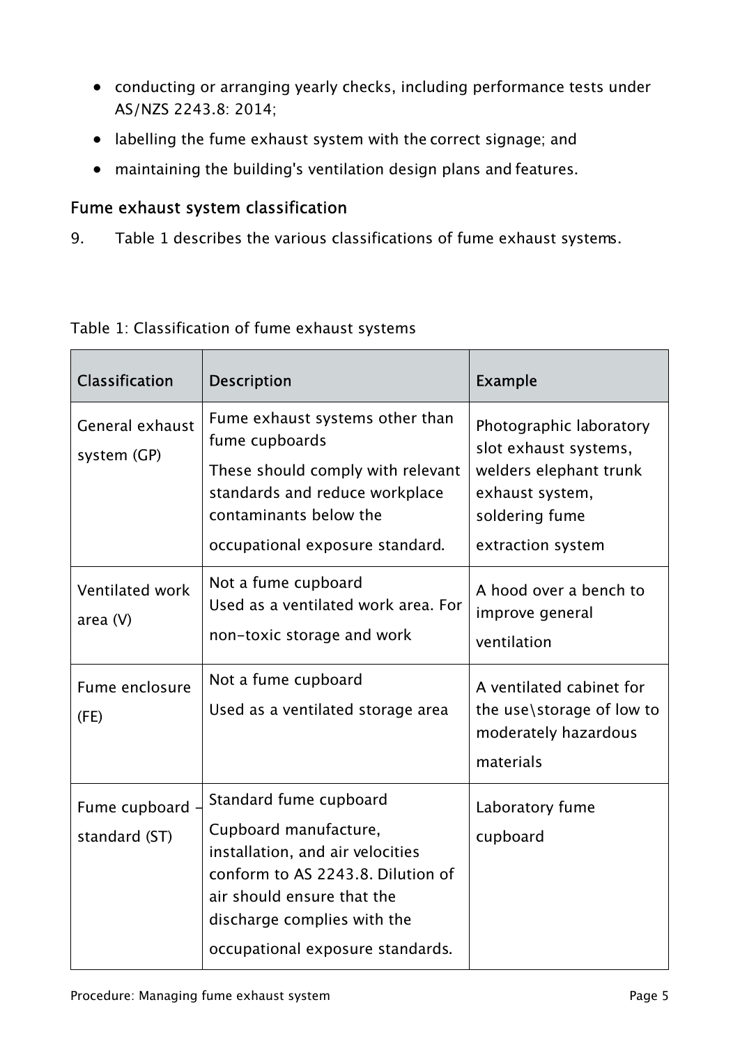- conducting or arranging yearly checks, including performance tests under AS/NZS 2243.8: 2014;
- labelling the fume exhaust system with the correct signage; and
- maintaining the building's ventilation design plans and features.

## Fume exhaust system classification

9. Table 1 describes the various classifications of fume exhaust systems.

Table 1: Classification of fume exhaust systems

| Classification | Description | Example |
| --- | --- | --- |
| General exhaust system (GP) | Fume exhaust systems other than fume cupboards<br>These should comply with relevant standards and reduce workplace contaminants below the occupational exposure standard. | Photographic laboratory slot exhaust systems, welders elephant trunk exhaust system, soldering fume extraction system |
| Ventilated work area (V) | Not a fume cupboard<br>Used as a ventilated work area. For non-toxic storage and work | A hood over a bench to improve general ventilation |
| Fume enclosure (FE) | Not a fume cupboard<br>Used as a ventilated storage area | A ventilated cabinet for the use\storage of low to moderately hazardous materials |
| Fume cupboard – standard (ST) | Standard fume cupboard<br>Cupboard manufacture, installation, and air velocities conform to AS 2243.8. Dilution of air should ensure that the discharge complies with the occupational exposure standards. | Laboratory fume cupboard |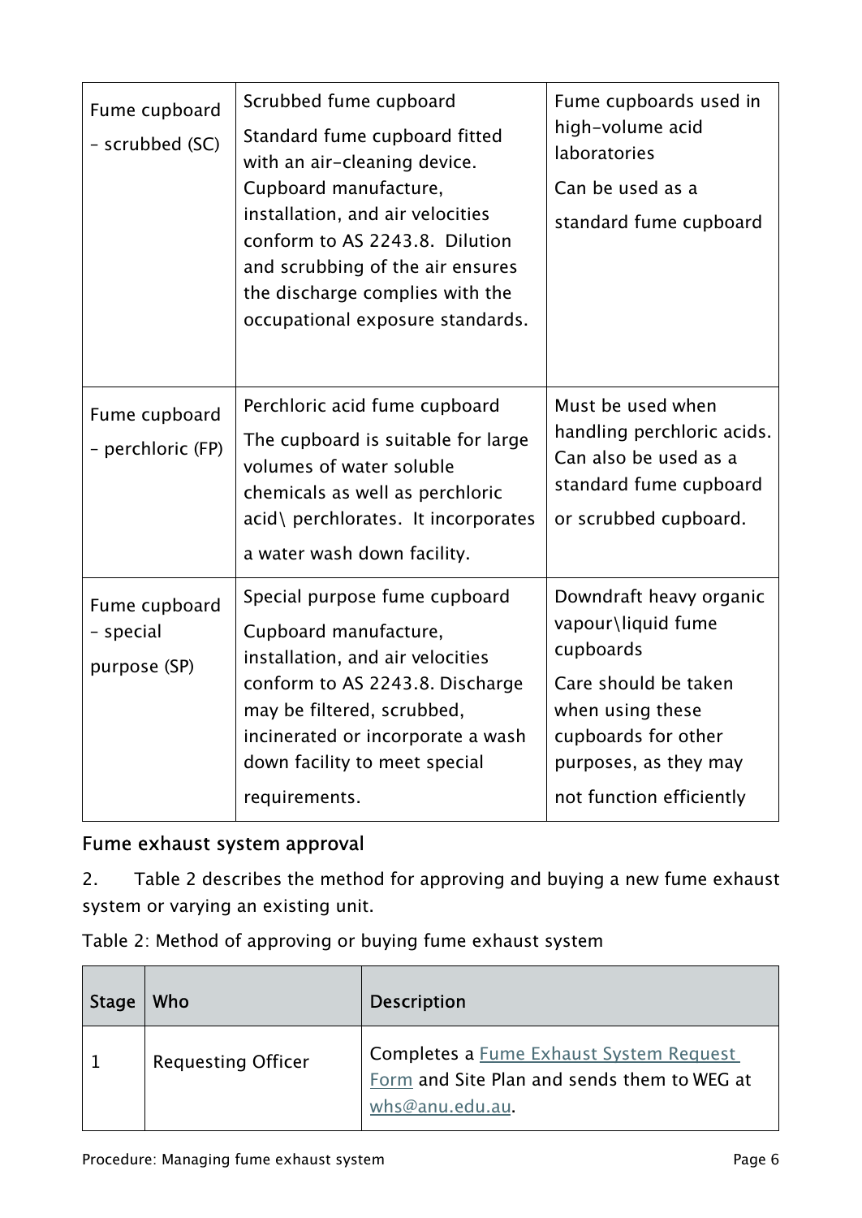| Fume cupboard – scrubbed (SC) | Scrubbed fume cupboard<br>Standard fume cupboard fitted with an air-cleaning device. Cupboard manufacture, installation, and air velocities conform to AS 2243.8. Dilution and scrubbing of the air ensures the discharge complies with the occupational exposure standards. | Fume cupboards used in high-volume acid laboratories<br>Can be used as a standard fume cupboard |
|---|---|---|
| Fume cupboard – perchloric (FP) | Perchloric acid fume cupboard<br>The cupboard is suitable for large volumes of water soluble chemicals as well as perchloric acid\ perchlorates. It incorporates a water wash down facility. | Must be used when handling perchloric acids. Can also be used as a standard fume cupboard or scrubbed cupboard. |
| Fume cupboard – special purpose (SP) | Special purpose fume cupboard<br>Cupboard manufacture, installation, and air velocities conform to AS 2243.8. Discharge may be filtered, scrubbed, incinerated or incorporate a wash down facility to meet special requirements. | Downdraft heavy organic vapour\liquid fume cupboards<br>Care should be taken when using these cupboards for other purposes, as they may not function efficiently |

## Fume exhaust system approval

2. Table 2 describes the method for approving and buying a new fume exhaust system or varying an existing unit.

Table 2: Method of approving or buying fume exhaust system

| Stage | Who | Description |
|---|---|---|
| 1 | Requesting Officer | Completes a Fume Exhaust System Request Form and Site Plan and sends them to WEG at whs@anu.edu.au. |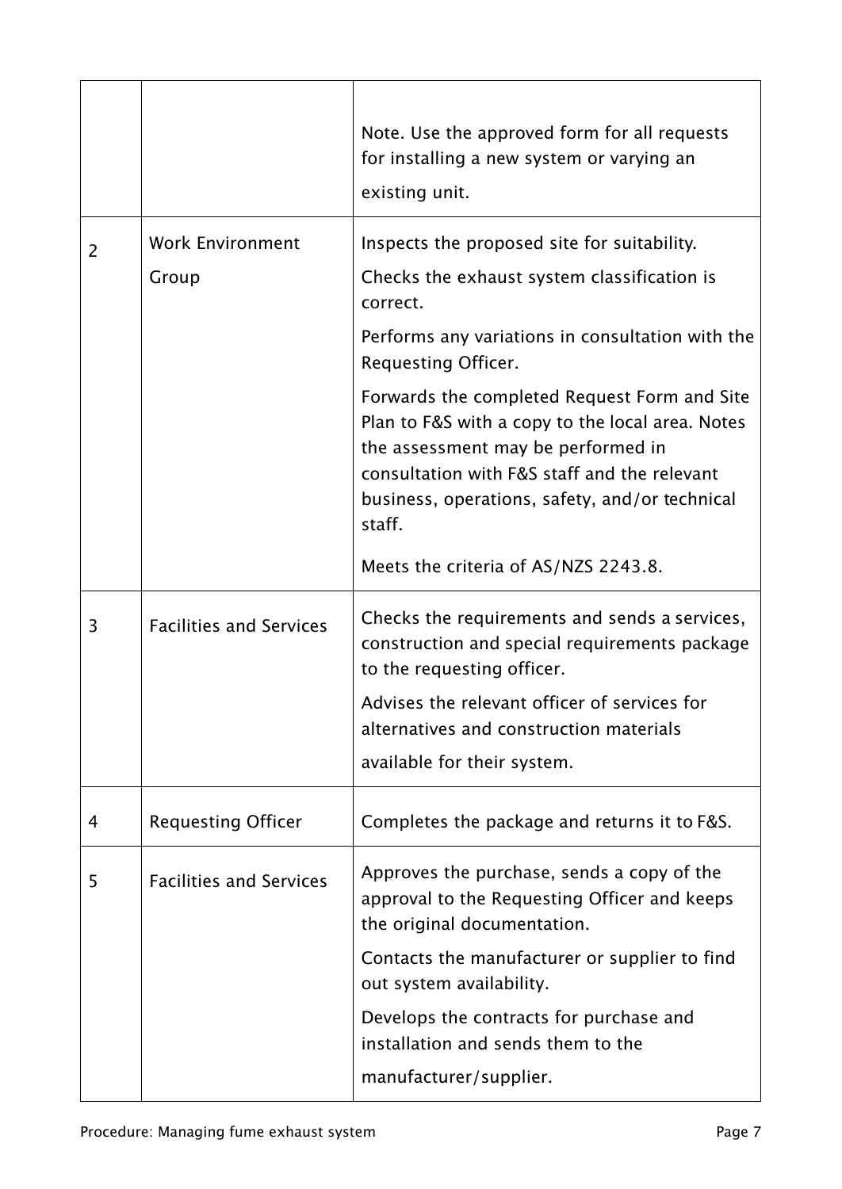| | | |
|---|---|---|
| | | Note. Use the approved form for all requests for installing a new system or varying an existing unit. |
| 2 | Work Environment Group | Inspects the proposed site for suitability.<br>Checks the exhaust system classification is correct.<br>Performs any variations in consultation with the Requesting Officer.<br>Forwards the completed Request Form and Site Plan to F&S with a copy to the local area. Notes the assessment may be performed in consultation with F&S staff and the relevant business, operations, safety, and/or technical staff.<br>Meets the criteria of AS/NZS 2243.8. |
| 3 | Facilities and Services | Checks the requirements and sends a services, construction and special requirements package to the requesting officer.<br>Advises the relevant officer of services for alternatives and construction materials available for their system. |
| 4 | Requesting Officer | Completes the package and returns it to F&S. |
| 5 | Facilities and Services | Approves the purchase, sends a copy of the approval to the Requesting Officer and keeps the original documentation.<br>Contacts the manufacturer or supplier to find out system availability.<br>Develops the contracts for purchase and installation and sends them to the manufacturer/supplier. |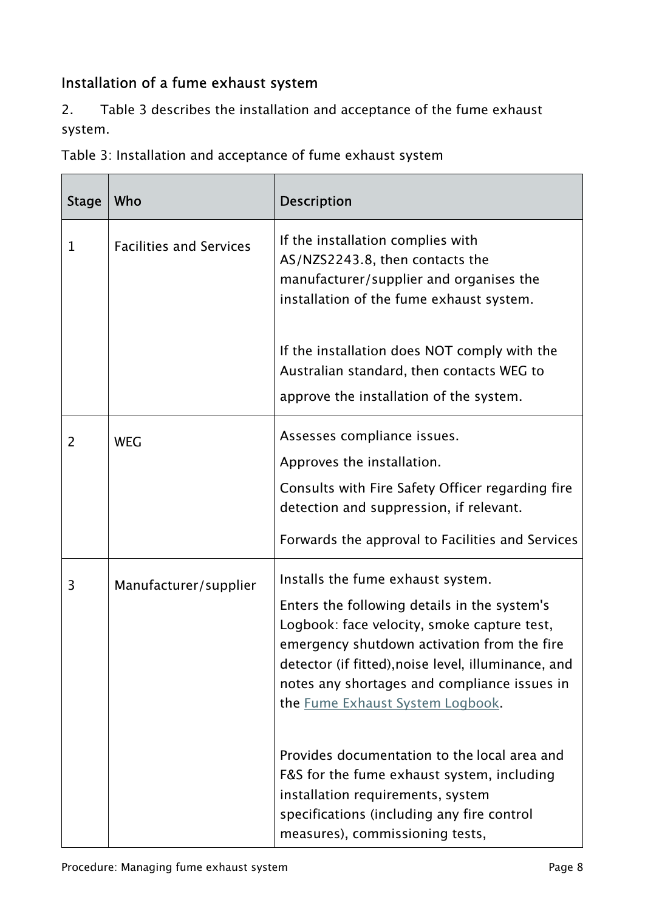## Installation of a fume exhaust system

2. Table 3 describes the installation and acceptance of the fume exhaust system.

Table 3: Installation and acceptance of fume exhaust system

| Stage | Who | Description |
|---|---|---|
| 1 | Facilities and Services | If the installation complies with AS/NZS2243.8, then contacts the manufacturer/supplier and organises the installation of the fume exhaust system.<br><br>If the installation does NOT comply with the Australian standard, then contacts WEG to approve the installation of the system. |
| 2 | WEG | Assesses compliance issues.<br>Approves the installation.<br>Consults with Fire Safety Officer regarding fire detection and suppression, if relevant.<br>Forwards the approval to Facilities and Services |
| 3 | Manufacturer/supplier | Installs the fume exhaust system.<br>Enters the following details in the system's Logbook: face velocity, smoke capture test, emergency shutdown activation from the fire detector (if fitted),noise level, illuminance, and notes any shortages and compliance issues in the Fume Exhaust System Logbook.<br><br>Provides documentation to the local area and F&S for the fume exhaust system, including installation requirements, system specifications (including any fire control measures), commissioning tests, |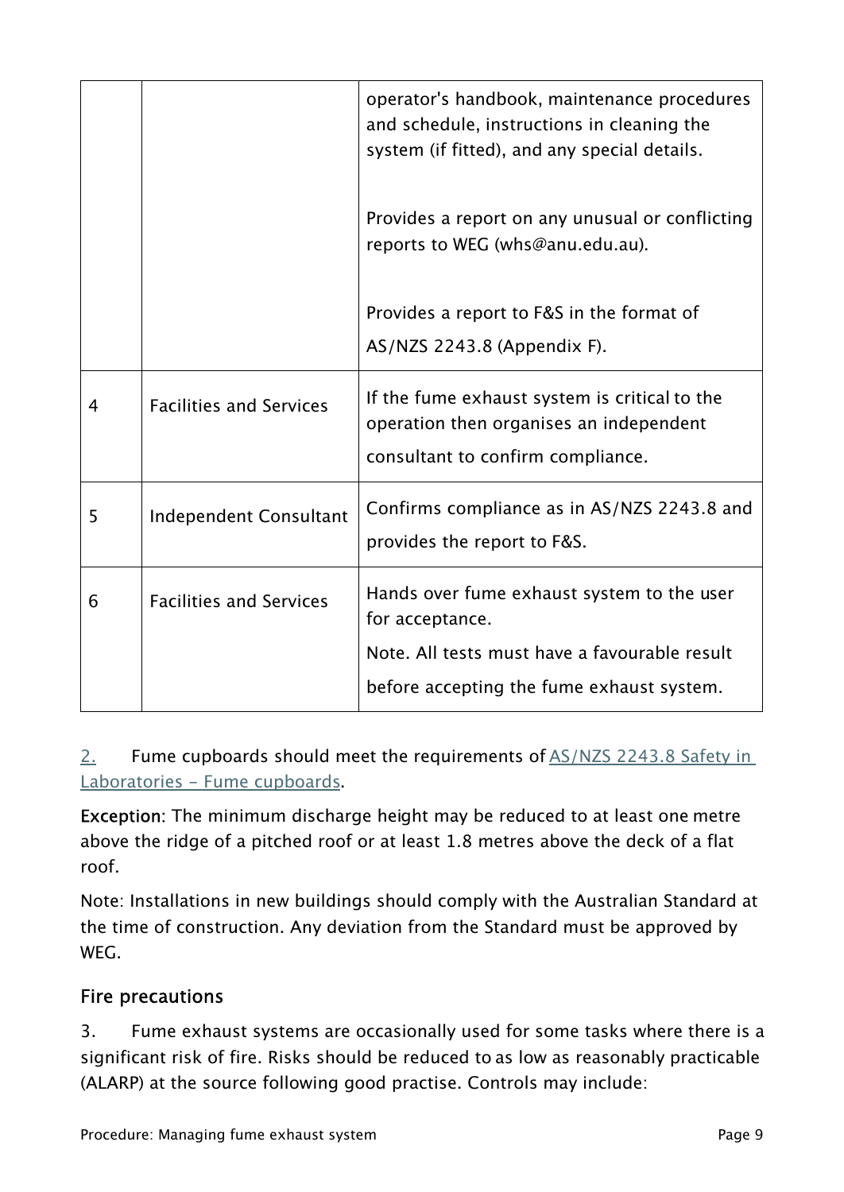| | | |
|---|---|---|
| | | operator's handbook, maintenance procedures and schedule, instructions in cleaning the system (if fitted), and any special details.<br><br>Provides a report on any unusual or conflicting reports to WEG (whs@anu.edu.au).<br><br>Provides a report to F&S in the format of AS/NZS 2243.8 (Appendix F). |
| 4 | Facilities and Services | If the fume exhaust system is critical to the operation then organises an independent consultant to confirm compliance. |
| 5 | Independent Consultant | Confirms compliance as in AS/NZS 2243.8 and provides the report to F&S. |
| 6 | Facilities and Services | Hands over fume exhaust system to the user for acceptance.<br>Note. All tests must have a favourable result before accepting the fume exhaust system. |

2. Fume cupboards should meet the requirements of AS/NZS 2243.8 Safety in Laboratories – Fume cupboards.

**Exception**: The minimum discharge height may be reduced to at least one metre above the ridge of a pitched roof or at least 1.8 metres above the deck of a flat roof.

Note: Installations in new buildings should comply with the Australian Standard at the time of construction. Any deviation from the Standard must be approved by WEG.

## Fire precautions

3. Fume exhaust systems are occasionally used for some tasks where there is a significant risk of fire. Risks should be reduced to as low as reasonably practicable (ALARP) at the source following good practise. Controls may include: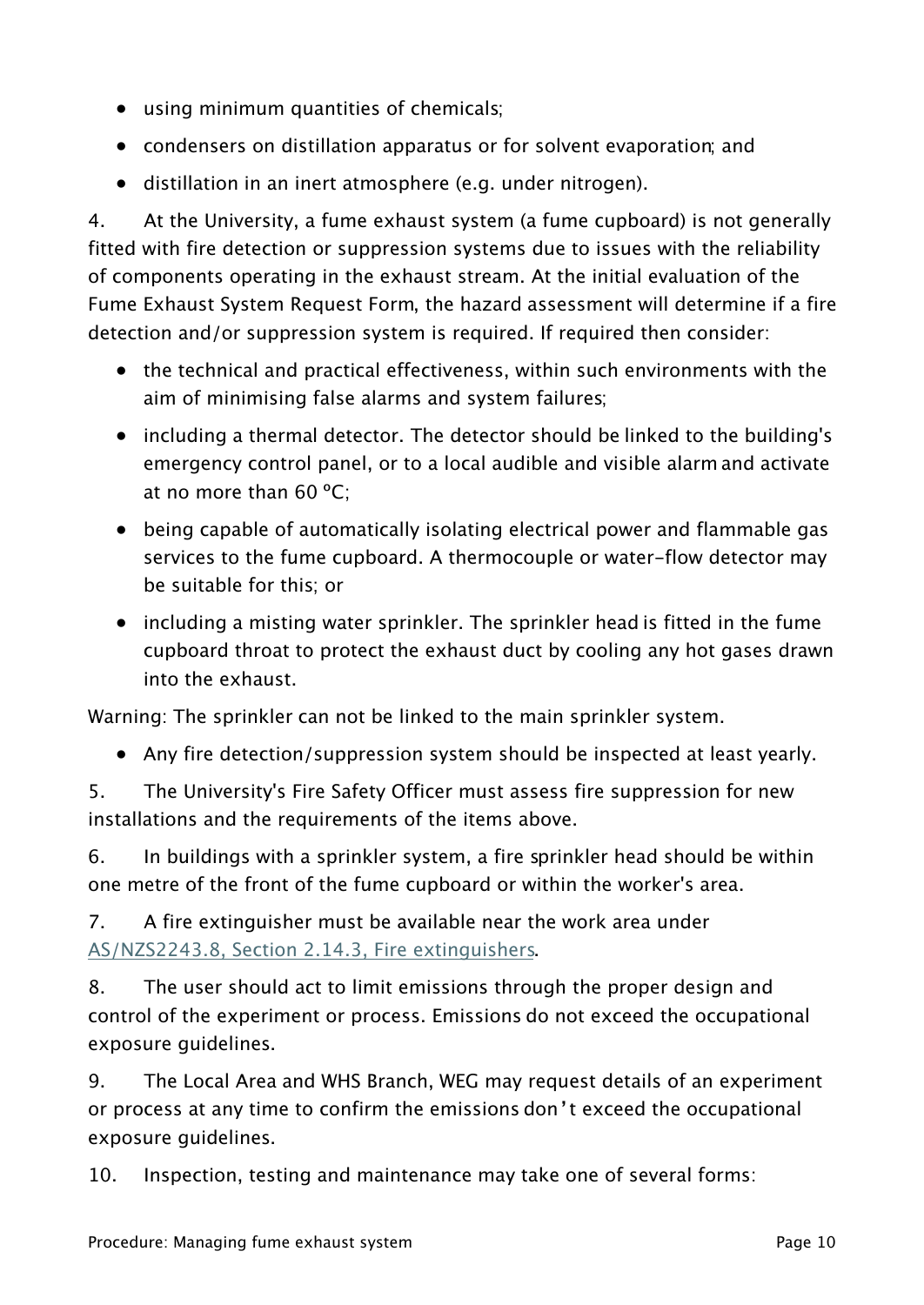- using minimum quantities of chemicals;
- condensers on distillation apparatus or for solvent evaporation; and
- distillation in an inert atmosphere (e.g. under nitrogen).

4. At the University, a fume exhaust system (a fume cupboard) is not generally fitted with fire detection or suppression systems due to issues with the reliability of components operating in the exhaust stream. At the initial evaluation of the Fume Exhaust System Request Form, the hazard assessment will determine if a fire detection and/or suppression system is required. If required then consider:

- the technical and practical effectiveness, within such environments with the aim of minimising false alarms and system failures;
- including a thermal detector. The detector should be linked to the building's emergency control panel, or to a local audible and visible alarm and activate at no more than 60 ºC;
- being capable of automatically isolating electrical power and flammable gas services to the fume cupboard. A thermocouple or water-flow detector may be suitable for this; or
- including a misting water sprinkler. The sprinkler head is fitted in the fume cupboard throat to protect the exhaust duct by cooling any hot gases drawn into the exhaust.

Warning: The sprinkler can not be linked to the main sprinkler system.

- Any fire detection/suppression system should be inspected at least yearly.

5. The University's Fire Safety Officer must assess fire suppression for new installations and the requirements of the items above.

6. In buildings with a sprinkler system, a fire sprinkler head should be within one metre of the front of the fume cupboard or within the worker's area.

7. A fire extinguisher must be available near the work area under AS/NZS2243.8, Section 2.14.3, Fire extinguishers.

8. The user should act to limit emissions through the proper design and control of the experiment or process. Emissions do not exceed the occupational exposure guidelines.

9. The Local Area and WHS Branch, WEG may request details of an experiment or process at any time to confirm the emissions don't exceed the occupational exposure guidelines.

10. Inspection, testing and maintenance may take one of several forms: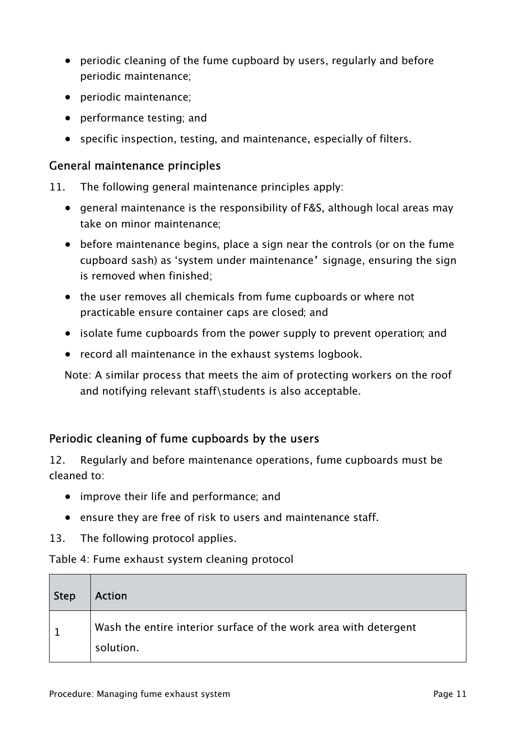- periodic cleaning of the fume cupboard by users, regularly and before periodic maintenance;
- periodic maintenance;
- performance testing; and
- specific inspection, testing, and maintenance, especially of filters.

## General maintenance principles

11. The following general maintenance principles apply:

- general maintenance is the responsibility of F&S, although local areas may take on minor maintenance;
- before maintenance begins, place a sign near the controls (or on the fume cupboard sash) as 'system under maintenance' signage, ensuring the sign is removed when finished;
- the user removes all chemicals from fume cupboards or where not practicable ensure container caps are closed; and
- isolate fume cupboards from the power supply to prevent operation; and
- record all maintenance in the exhaust systems logbook.

Note: A similar process that meets the aim of protecting workers on the roof and notifying relevant staff\students is also acceptable.

## Periodic cleaning of fume cupboards by the users

12. Regularly and before maintenance operations, fume cupboards must be cleaned to:

- improve their life and performance; and
- ensure they are free of risk to users and maintenance staff.

13. The following protocol applies.

Table 4: Fume exhaust system cleaning protocol

| Step | Action |
|---|---|
| 1 | Wash the entire interior surface of the work area with detergent solution. |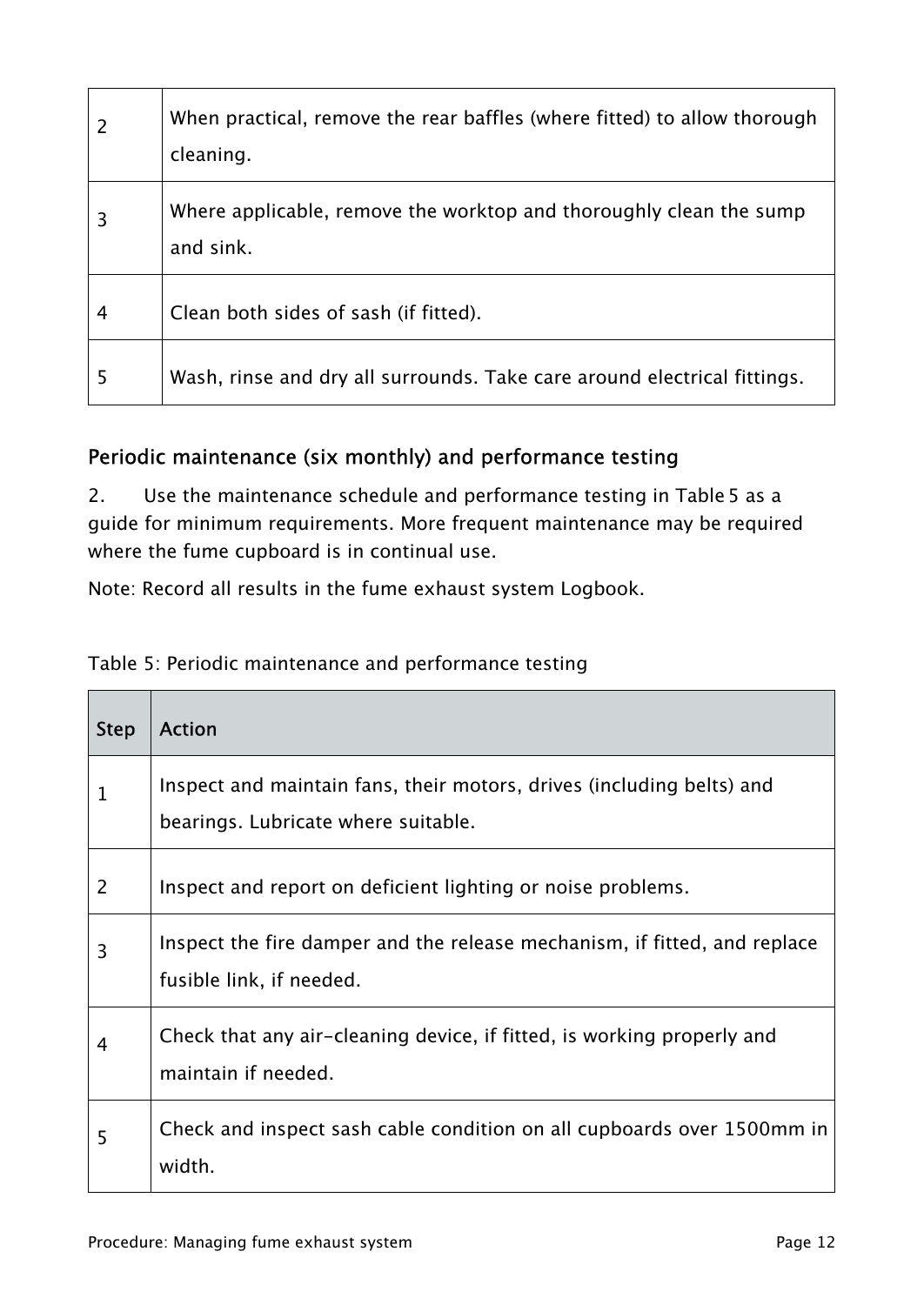| | |
|---|---|
| 2 | When practical, remove the rear baffles (where fitted) to allow thorough cleaning. |
| 3 | Where applicable, remove the worktop and thoroughly clean the sump and sink. |
| 4 | Clean both sides of sash (if fitted). |
| 5 | Wash, rinse and dry all surrounds. Take care around electrical fittings. |

## Periodic maintenance (six monthly) and performance testing

2. Use the maintenance schedule and performance testing in Table 5 as a guide for minimum requirements. More frequent maintenance may be required where the fume cupboard is in continual use.

Note: Record all results in the fume exhaust system Logbook.

Table 5: Periodic maintenance and performance testing

| Step | Action |
|---|---|
| 1 | Inspect and maintain fans, their motors, drives (including belts) and bearings. Lubricate where suitable. |
| 2 | Inspect and report on deficient lighting or noise problems. |
| 3 | Inspect the fire damper and the release mechanism, if fitted, and replace fusible link, if needed. |
| 4 | Check that any air-cleaning device, if fitted, is working properly and maintain if needed. |
| 5 | Check and inspect sash cable condition on all cupboards over 1500mm in width. |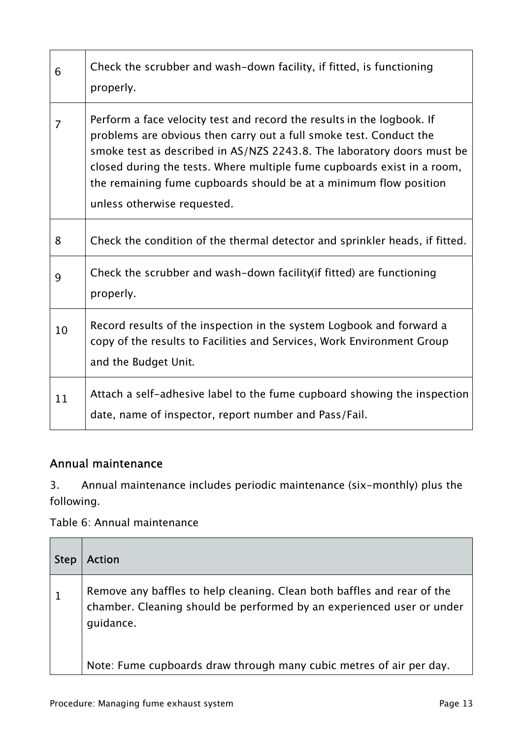| | |
|---|---|
| 6 | Check the scrubber and wash-down facility, if fitted, is functioning properly. |
| 7 | Perform a face velocity test and record the results in the logbook. If problems are obvious then carry out a full smoke test. Conduct the smoke test as described in AS/NZS 2243.8. The laboratory doors must be closed during the tests. Where multiple fume cupboards exist in a room, the remaining fume cupboards should be at a minimum flow position unless otherwise requested. |
| 8 | Check the condition of the thermal detector and sprinkler heads, if fitted. |
| 9 | Check the scrubber and wash-down facility(if fitted) are functioning properly. |
| 10 | Record results of the inspection in the system Logbook and forward a copy of the results to Facilities and Services, Work Environment Group and the Budget Unit. |
| 11 | Attach a self-adhesive label to the fume cupboard showing the inspection date, name of inspector, report number and Pass/Fail. |

## Annual maintenance

3. Annual maintenance includes periodic maintenance (six-monthly) plus the following.

Table 6: Annual maintenance

| Step | Action |
|---|---|
| 1 | Remove any baffles to help cleaning. Clean both baffles and rear of the chamber. Cleaning should be performed by an experienced user or under guidance.<br><br>Note: Fume cupboards draw through many cubic metres of air per day. |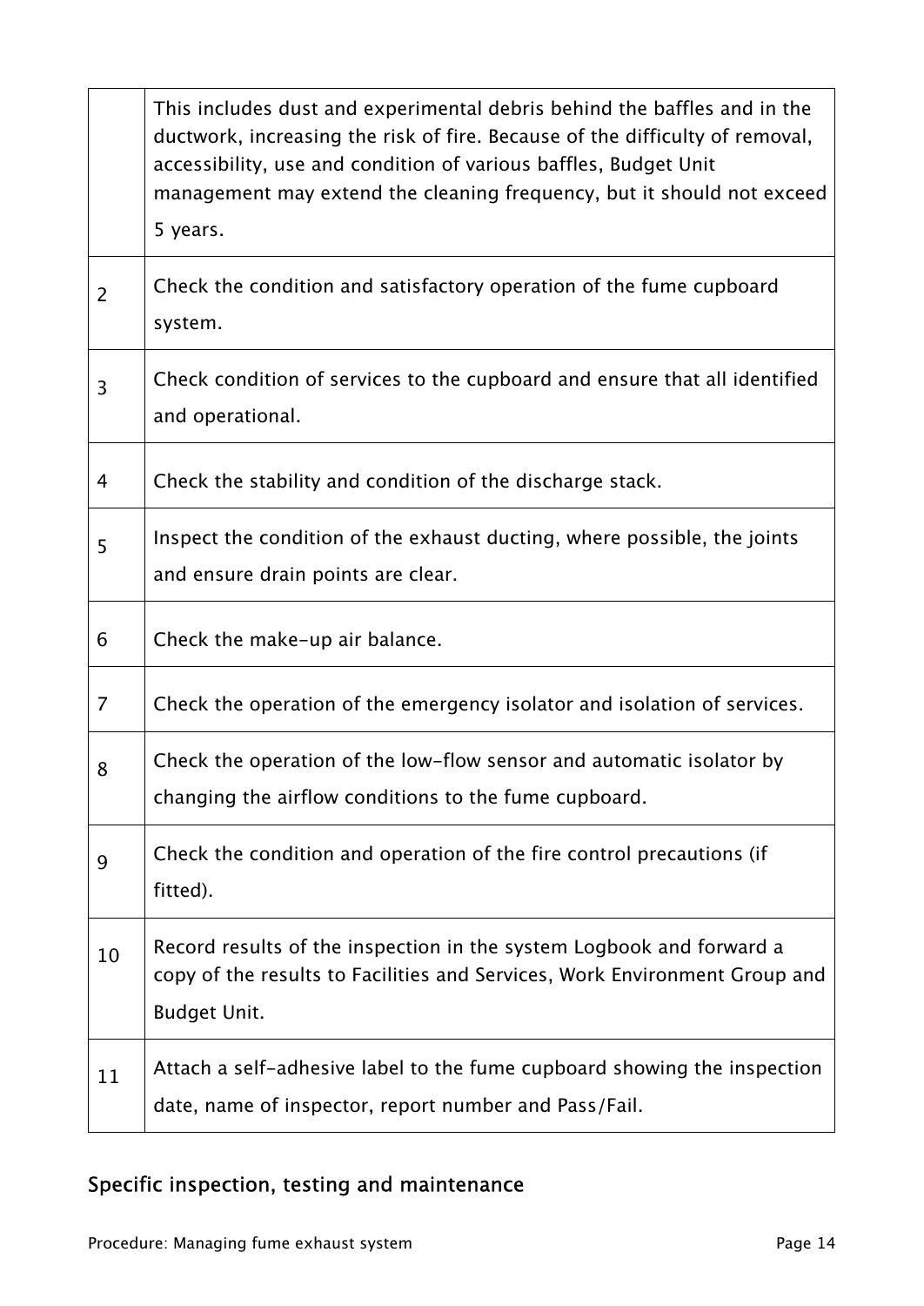| | |
|---|---|
| | This includes dust and experimental debris behind the baffles and in the ductwork, increasing the risk of fire. Because of the difficulty of removal, accessibility, use and condition of various baffles, Budget Unit management may extend the cleaning frequency, but it should not exceed 5 years. |
| 2 | Check the condition and satisfactory operation of the fume cupboard system. |
| 3 | Check condition of services to the cupboard and ensure that all identified and operational. |
| 4 | Check the stability and condition of the discharge stack. |
| 5 | Inspect the condition of the exhaust ducting, where possible, the joints and ensure drain points are clear. |
| 6 | Check the make-up air balance. |
| 7 | Check the operation of the emergency isolator and isolation of services. |
| 8 | Check the operation of the low-flow sensor and automatic isolator by changing the airflow conditions to the fume cupboard. |
| 9 | Check the condition and operation of the fire control precautions (if fitted). |
| 10 | Record results of the inspection in the system Logbook and forward a copy of the results to Facilities and Services, Work Environment Group and Budget Unit. |
| 11 | Attach a self-adhesive label to the fume cupboard showing the inspection date, name of inspector, report number and Pass/Fail. |

## Specific inspection, testing and maintenance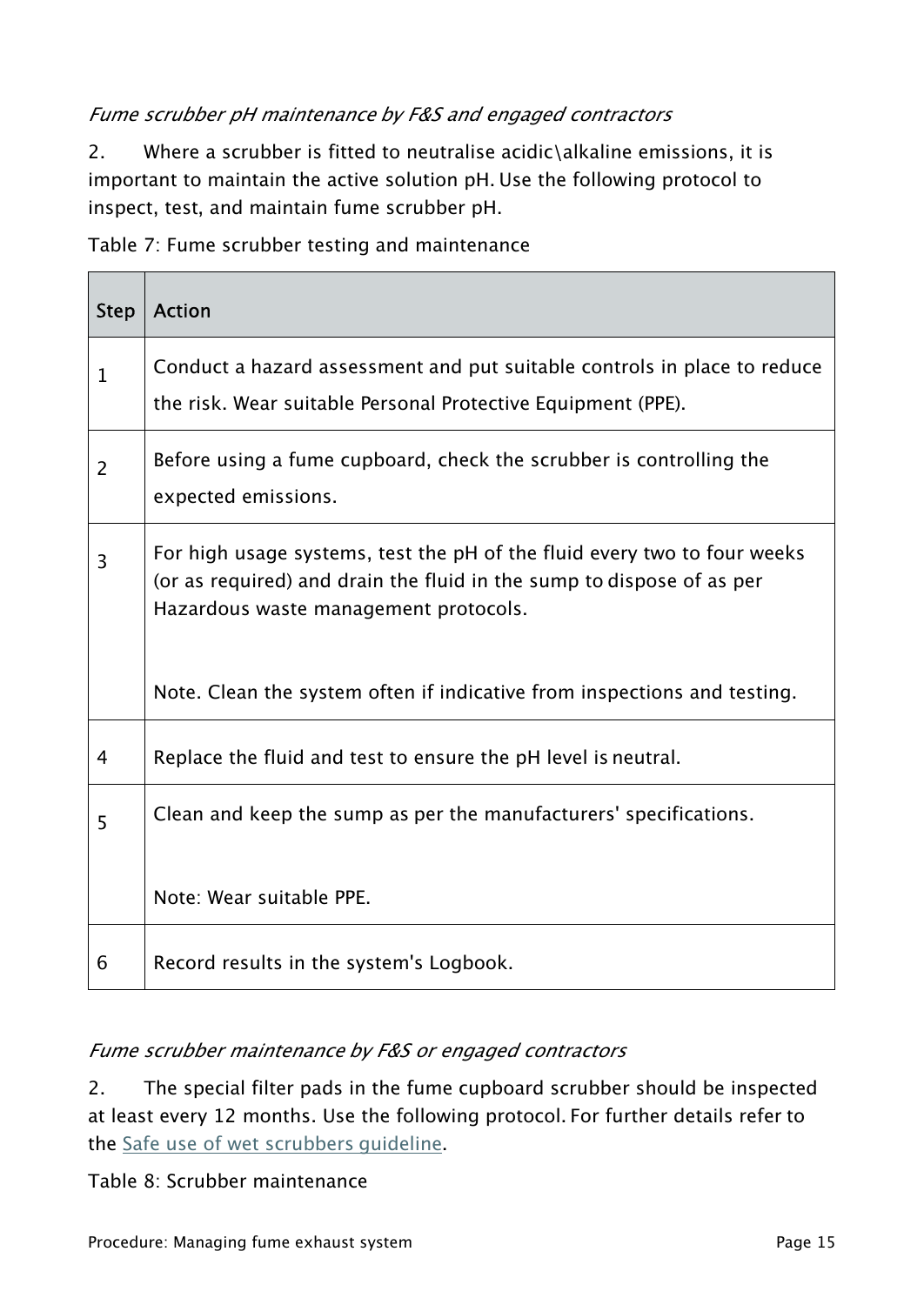*Fume scrubber pH maintenance by F&S and engaged contractors*

2. Where a scrubber is fitted to neutralise acidic\alkaline emissions, it is important to maintain the active solution pH. Use the following protocol to inspect, test, and maintain fume scrubber pH.

Table 7: Fume scrubber testing and maintenance

| Step | Action |
| --- | --- |
| 1 | Conduct a hazard assessment and put suitable controls in place to reduce the risk. Wear suitable Personal Protective Equipment (PPE). |
| 2 | Before using a fume cupboard, check the scrubber is controlling the expected emissions. |
| 3 | For high usage systems, test the pH of the fluid every two to four weeks (or as required) and drain the fluid in the sump to dispose of as per Hazardous waste management protocols.<br><br>Note. Clean the system often if indicative from inspections and testing. |
| 4 | Replace the fluid and test to ensure the pH level is neutral. |
| 5 | Clean and keep the sump as per the manufacturers' specifications.<br><br>Note: Wear suitable PPE. |
| 6 | Record results in the system's Logbook. |

*Fume scrubber maintenance by F&S or engaged contractors*

2. The special filter pads in the fume cupboard scrubber should be inspected at least every 12 months. Use the following protocol. For further details refer to the [Safe use of wet scrubbers guideline](#).

Table 8: Scrubber maintenance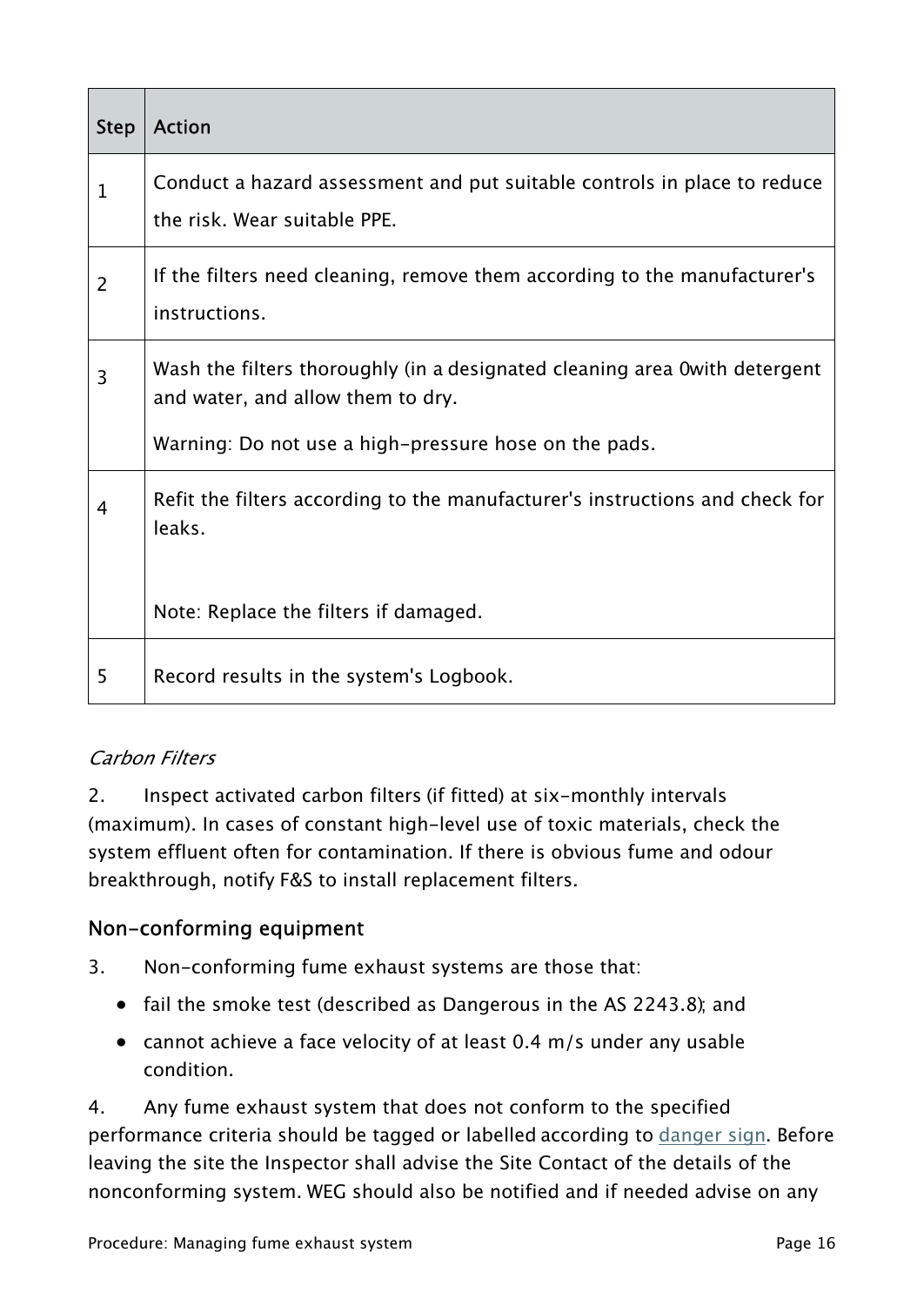| Step | Action |
|---|---|
| 1 | Conduct a hazard assessment and put suitable controls in place to reduce the risk. Wear suitable PPE. |
| 2 | If the filters need cleaning, remove them according to the manufacturer's instructions. |
| 3 | Wash the filters thoroughly (in a designated cleaning area 0with detergent and water, and allow them to dry.<br><br>Warning: Do not use a high-pressure hose on the pads. |
| 4 | Refit the filters according to the manufacturer's instructions and check for leaks.<br><br>Note: Replace the filters if damaged. |
| 5 | Record results in the system's Logbook. |

*Carbon Filters*

2. Inspect activated carbon filters (if fitted) at six-monthly intervals (maximum). In cases of constant high-level use of toxic materials, check the system effluent often for contamination. If there is obvious fume and odour breakthrough, notify F&S to install replacement filters.

## Non-conforming equipment

3. Non-conforming fume exhaust systems are those that:

- fail the smoke test (described as Dangerous in the AS 2243.8); and
- cannot achieve a face velocity of at least 0.4 m/s under any usable condition.

4. Any fume exhaust system that does not conform to the specified performance criteria should be tagged or labelled according to danger sign. Before leaving the site the Inspector shall advise the Site Contact of the details of the nonconforming system. WEG should also be notified and if needed advise on any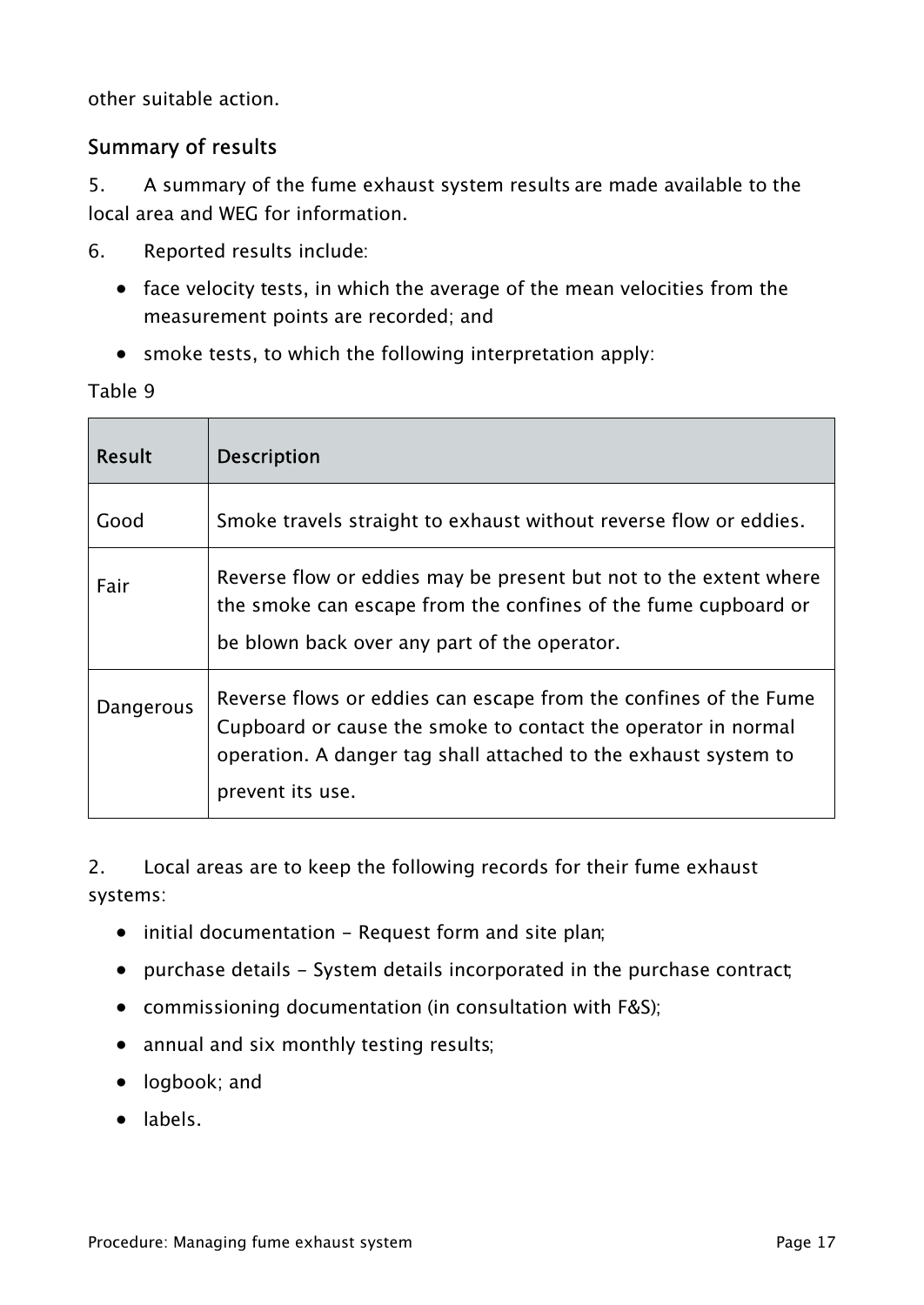other suitable action.

## Summary of results

5. A summary of the fume exhaust system results are made available to the local area and WEG for information.

6. Reported results include:

- face velocity tests, in which the average of the mean velocities from the measurement points are recorded; and
- smoke tests, to which the following interpretation apply:

Table 9

| Result | Description |
|---|---|
| Good | Smoke travels straight to exhaust without reverse flow or eddies. |
| Fair | Reverse flow or eddies may be present but not to the extent where the smoke can escape from the confines of the fume cupboard or be blown back over any part of the operator. |
| Dangerous | Reverse flows or eddies can escape from the confines of the Fume Cupboard or cause the smoke to contact the operator in normal operation. A danger tag shall attached to the exhaust system to prevent its use. |

2. Local areas are to keep the following records for their fume exhaust systems:

- initial documentation - Request form and site plan;
- purchase details - System details incorporated in the purchase contract;
- commissioning documentation (in consultation with F&S);
- annual and six monthly testing results;
- logbook; and
- labels.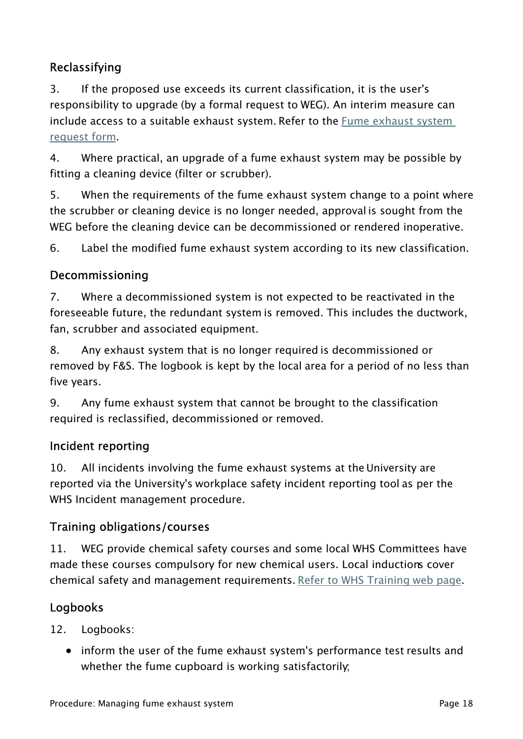### Reclassifying

3. If the proposed use exceeds its current classification, it is the user's responsibility to upgrade (by a formal request to WEG). An interim measure can include access to a suitable exhaust system. Refer to the [Fume exhaust system request form](#).

4. Where practical, an upgrade of a fume exhaust system may be possible by fitting a cleaning device (filter or scrubber).

5. When the requirements of the fume exhaust system change to a point where the scrubber or cleaning device is no longer needed, approval is sought from the WEG before the cleaning device can be decommissioned or rendered inoperative.

6. Label the modified fume exhaust system according to its new classification.

### Decommissioning

7. Where a decommissioned system is not expected to be reactivated in the foreseeable future, the redundant system is removed. This includes the ductwork, fan, scrubber and associated equipment.

8. Any exhaust system that is no longer required is decommissioned or removed by F&S. The logbook is kept by the local area for a period of no less than five years.

9. Any fume exhaust system that cannot be brought to the classification required is reclassified, decommissioned or removed.

### Incident reporting

10. All incidents involving the fume exhaust systems at the University are reported via the University's workplace safety incident reporting tool as per the WHS Incident management procedure.

### Training obligations/courses

11. WEG provide chemical safety courses and some local WHS Committees have made these courses compulsory for new chemical users. Local inductions cover chemical safety and management requirements. [Refer to WHS Training web page](#).

### Logbooks

12. Logbooks:

- inform the user of the fume exhaust system's performance test results and whether the fume cupboard is working satisfactorily;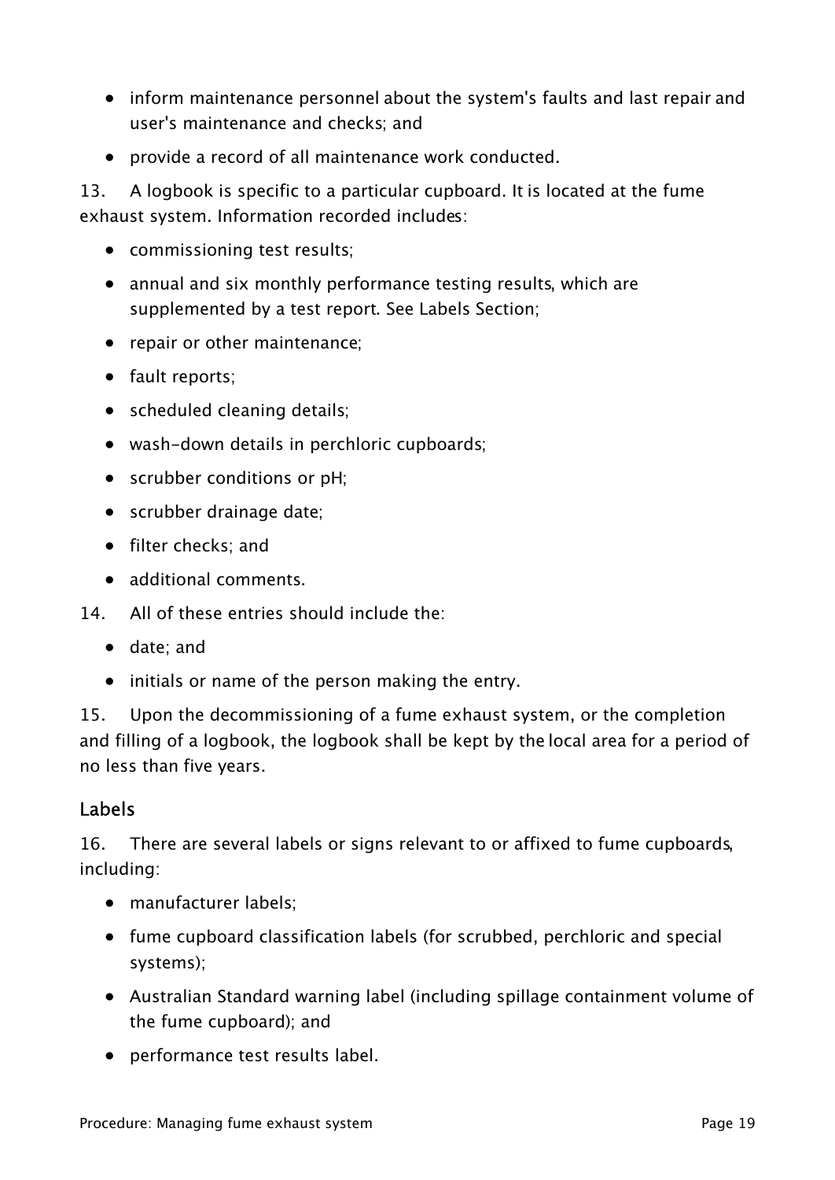- inform maintenance personnel about the system's faults and last repair and user's maintenance and checks; and
- provide a record of all maintenance work conducted.

13. A logbook is specific to a particular cupboard. It is located at the fume exhaust system. Information recorded includes:

- commissioning test results;
- annual and six monthly performance testing results, which are supplemented by a test report. See Labels Section;
- repair or other maintenance;
- fault reports;
- scheduled cleaning details;
- wash-down details in perchloric cupboards;
- scrubber conditions or pH;
- scrubber drainage date;
- filter checks; and
- additional comments.

14. All of these entries should include the:

- date; and
- initials or name of the person making the entry.

15. Upon the decommissioning of a fume exhaust system, or the completion and filling of a logbook, the logbook shall be kept by the local area for a period of no less than five years.

## Labels

16. There are several labels or signs relevant to or affixed to fume cupboards, including:

- manufacturer labels;
- fume cupboard classification labels (for scrubbed, perchloric and special systems);
- Australian Standard warning label (including spillage containment volume of the fume cupboard); and
- performance test results label.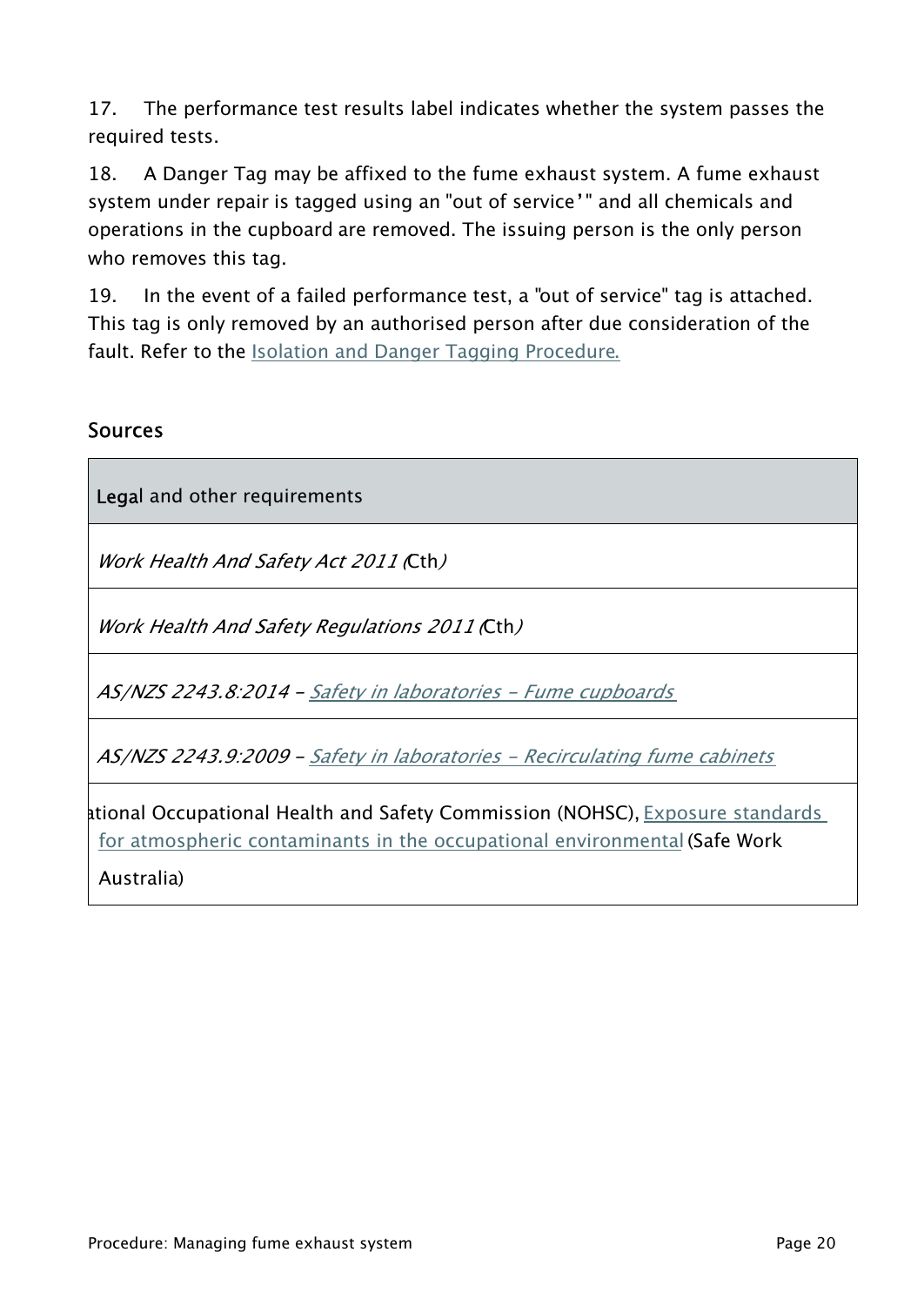17. The performance test results label indicates whether the system passes the required tests.

18. A Danger Tag may be affixed to the fume exhaust system. A fume exhaust system under repair is tagged using an "out of service'" and all chemicals and operations in the cupboard are removed. The issuing person is the only person who removes this tag.

19. In the event of a failed performance test, a "out of service" tag is attached. This tag is only removed by an authorised person after due consideration of the fault. Refer to the Isolation and Danger Tagging Procedure.

## Sources

| Legal and other requirements |
| --- |
| *Work Health And Safety Act 2011 (*Cth*)* |
| *Work Health And Safety Regulations 2011 (*Cth*)* |
| *AS/NZS 2243.8:2014 – Safety in laboratories – Fume cupboards* |
| *AS/NZS 2243.9:2009 – Safety in laboratories – Recirculating fume cabinets* |
| ational Occupational Health and Safety Commission (NOHSC), Exposure standards for atmospheric contaminants in the occupational environmental (Safe Work Australia) |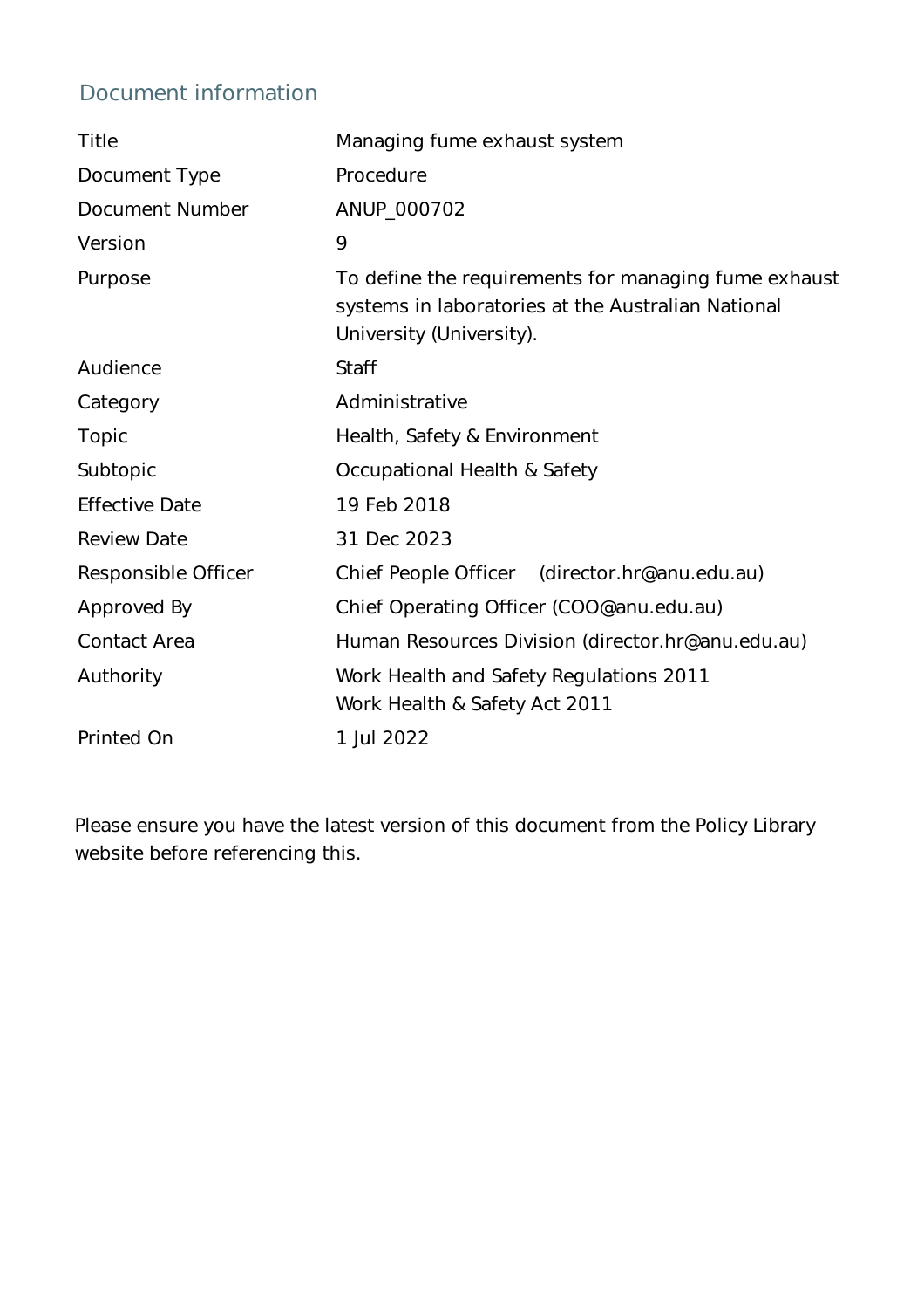## Document information

| | |
|---|---|
| Title | Managing fume exhaust system |
| Document Type | Procedure |
| Document Number | ANUP_000702 |
| Version | 9 |
| Purpose | To define the requirements for managing fume exhaust systems in laboratories at the Australian National University (University). |
| Audience | Staff |
| Category | Administrative |
| Topic | Health, Safety & Environment |
| Subtopic | Occupational Health & Safety |
| Effective Date | 19 Feb 2018 |
| Review Date | 31 Dec 2023 |
| Responsible Officer | Chief People Officer (director.hr@anu.edu.au) |
| Approved By | Chief Operating Officer (COO@anu.edu.au) |
| Contact Area | Human Resources Division (director.hr@anu.edu.au) |
| Authority | Work Health and Safety Regulations 2011<br>Work Health & Safety Act 2011 |
| Printed On | 1 Jul 2022 |

Please ensure you have the latest version of this document from the Policy Library website before referencing this.